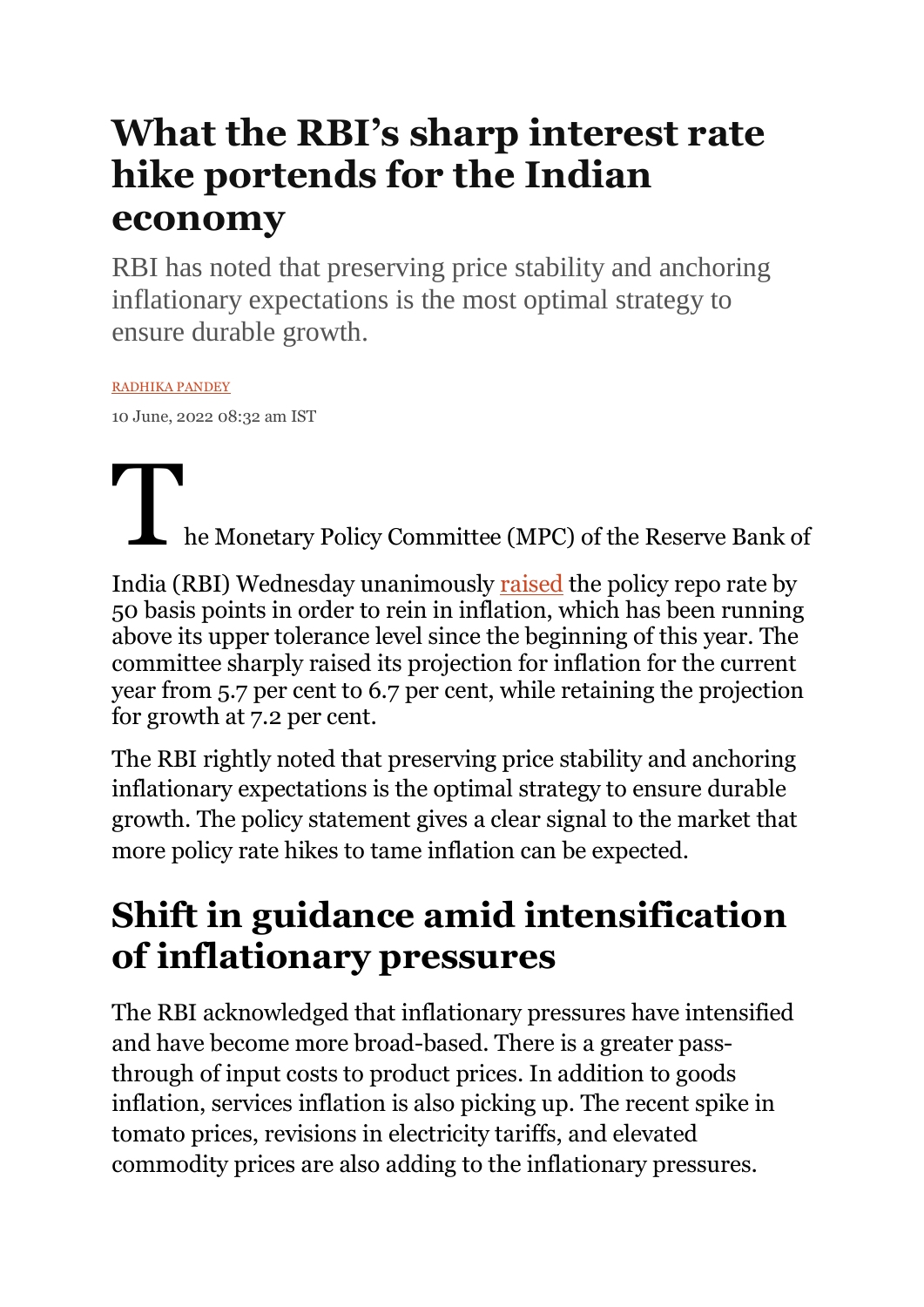# What the RBI's sharp interest rate hike portends for the Indian economy

RBI has noted that preserving price stability and anchoring inflationary expectations is the most optimal strategy to ensure durable growth.

RADHIKA PANDEY

10 June, 2022 08:32 am IST

The Monetary Policy Committee (MPC) of the Reserve Bank of India (RBI) Wednesday unanimously raised the policy repo rate by 50 basis points in order to rein in inflation, which has been running above its upper tolerance level since the beginning of this year. The committee sharply raised its projection for inflation for the current year from 5.7 per cent to 6.7 per cent, while retaining the projection for growth at 7.2 per cent.

The RBI rightly noted that preserving price stability and anchoring inflationary expectations is the optimal strategy to ensure durable growth. The policy statement gives a clear signal to the market that more policy rate hikes to tame inflation can be expected.

## Shift in guidance amid intensification of inflationary pressures

The RBI acknowledged that inflationary pressures have intensified and have become more broad-based. There is a greater pass-through of input costs to product prices. In addition to goods inflation, services inflation is also picking up. The recent spike in tomato prices, revisions in electricity tariffs, and elevated commodity prices are also adding to the inflationary pressures.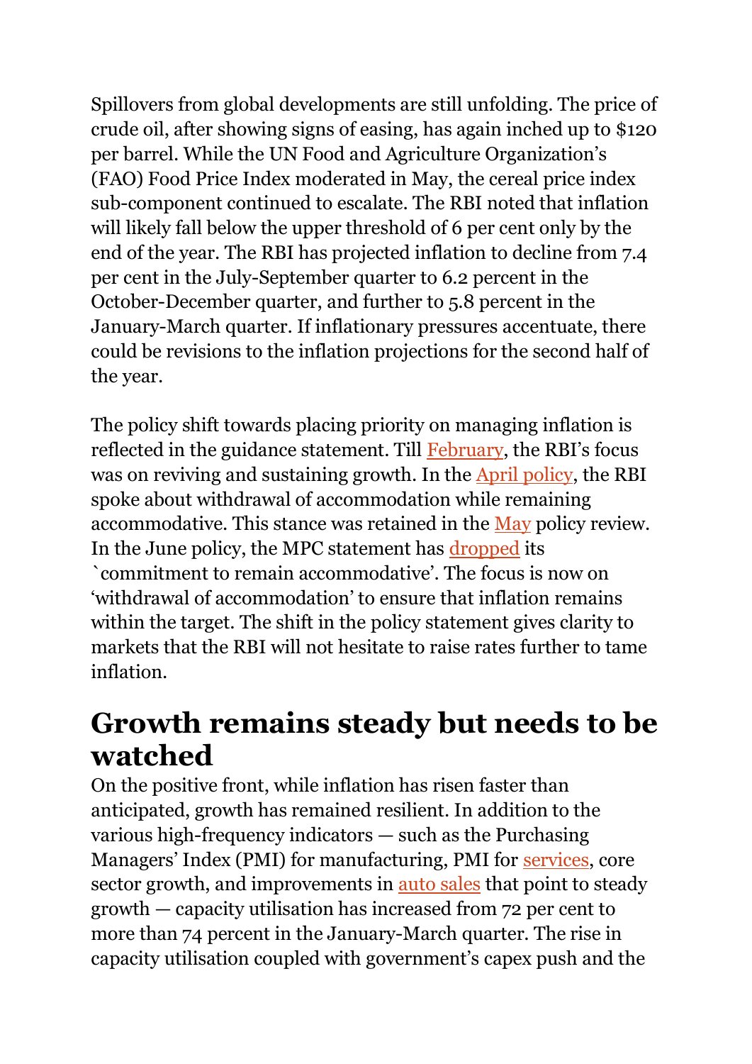Spillovers from global developments are still unfolding. The price of crude oil, after showing signs of easing, has again inched up to $120 per barrel. While the UN Food and Agriculture Organization's (FAO) Food Price Index moderated in May, the cereal price index sub-component continued to escalate. The RBI noted that inflation will likely fall below the upper threshold of 6 per cent only by the end of the year. The RBI has projected inflation to decline from 7.4 per cent in the July-September quarter to 6.2 percent in the October-December quarter, and further to 5.8 percent in the January-March quarter. If inflationary pressures accentuate, there could be revisions to the inflation projections for the second half of the year.

The policy shift towards placing priority on managing inflation is reflected in the guidance statement. Till February, the RBI's focus was on reviving and sustaining growth. In the April policy, the RBI spoke about withdrawal of accommodation while remaining accommodative. This stance was retained in the May policy review. In the June policy, the MPC statement has dropped its `commitment to remain accommodative'. The focus is now on 'withdrawal of accommodation' to ensure that inflation remains within the target. The shift in the policy statement gives clarity to markets that the RBI will not hesitate to raise rates further to tame inflation.

## Growth remains steady but needs to be watched

On the positive front, while inflation has risen faster than anticipated, growth has remained resilient. In addition to the various high-frequency indicators — such as the Purchasing Managers' Index (PMI) for manufacturing, PMI for services, core sector growth, and improvements in auto sales that point to steady growth — capacity utilisation has increased from 72 per cent to more than 74 percent in the January-March quarter. The rise in capacity utilisation coupled with government's capex push and the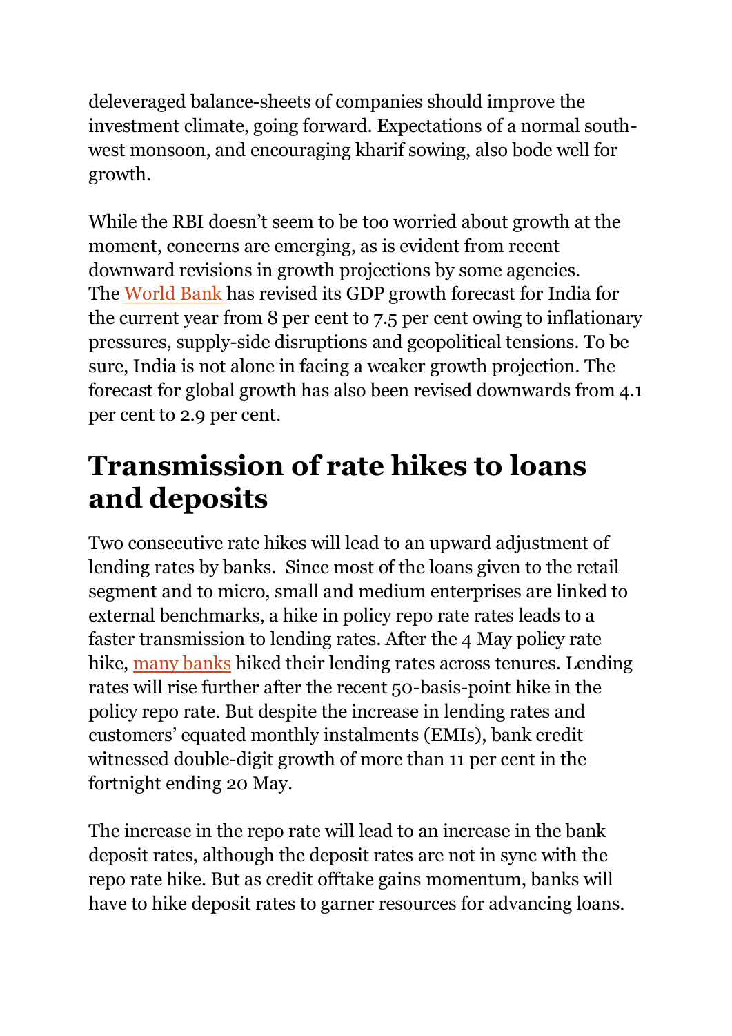deleveraged balance-sheets of companies should improve the investment climate, going forward. Expectations of a normal south-west monsoon, and encouraging kharif sowing, also bode well for growth.

While the RBI doesn't seem to be too worried about growth at the moment, concerns are emerging, as is evident from recent downward revisions in growth projections by some agencies. The World Bank has revised its GDP growth forecast for India for the current year from 8 per cent to 7.5 per cent owing to inflationary pressures, supply-side disruptions and geopolitical tensions. To be sure, India is not alone in facing a weaker growth projection. The forecast for global growth has also been revised downwards from 4.1 per cent to 2.9 per cent.

## Transmission of rate hikes to loans and deposits

Two consecutive rate hikes will lead to an upward adjustment of lending rates by banks. Since most of the loans given to the retail segment and to micro, small and medium enterprises are linked to external benchmarks, a hike in policy repo rate rates leads to a faster transmission to lending rates. After the 4 May policy rate hike, many banks hiked their lending rates across tenures. Lending rates will rise further after the recent 50-basis-point hike in the policy repo rate. But despite the increase in lending rates and customers' equated monthly instalments (EMIs), bank credit witnessed double-digit growth of more than 11 per cent in the fortnight ending 20 May.

The increase in the repo rate will lead to an increase in the bank deposit rates, although the deposit rates are not in sync with the repo rate hike. But as credit offtake gains momentum, banks will have to hike deposit rates to garner resources for advancing loans.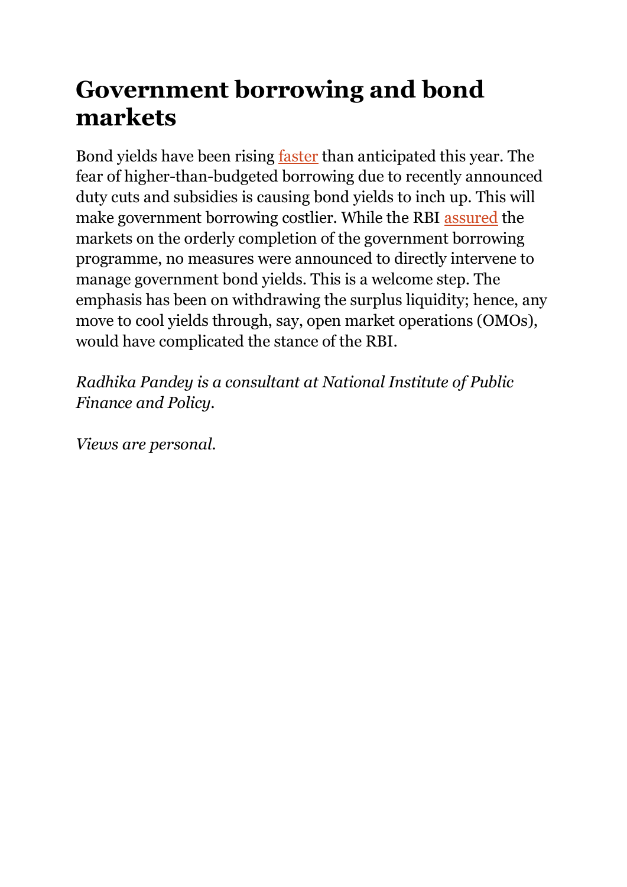## Government borrowing and bond markets

Bond yields have been rising faster than anticipated this year. The fear of higher-than-budgeted borrowing due to recently announced duty cuts and subsidies is causing bond yields to inch up. This will make government borrowing costlier. While the RBI assured the markets on the orderly completion of the government borrowing programme, no measures were announced to directly intervene to manage government bond yields. This is a welcome step. The emphasis has been on withdrawing the surplus liquidity; hence, any move to cool yields through, say, open market operations (OMOs), would have complicated the stance of the RBI.

*Radhika Pandey is a consultant at National Institute of Public Finance and Policy.*

*Views are personal.*